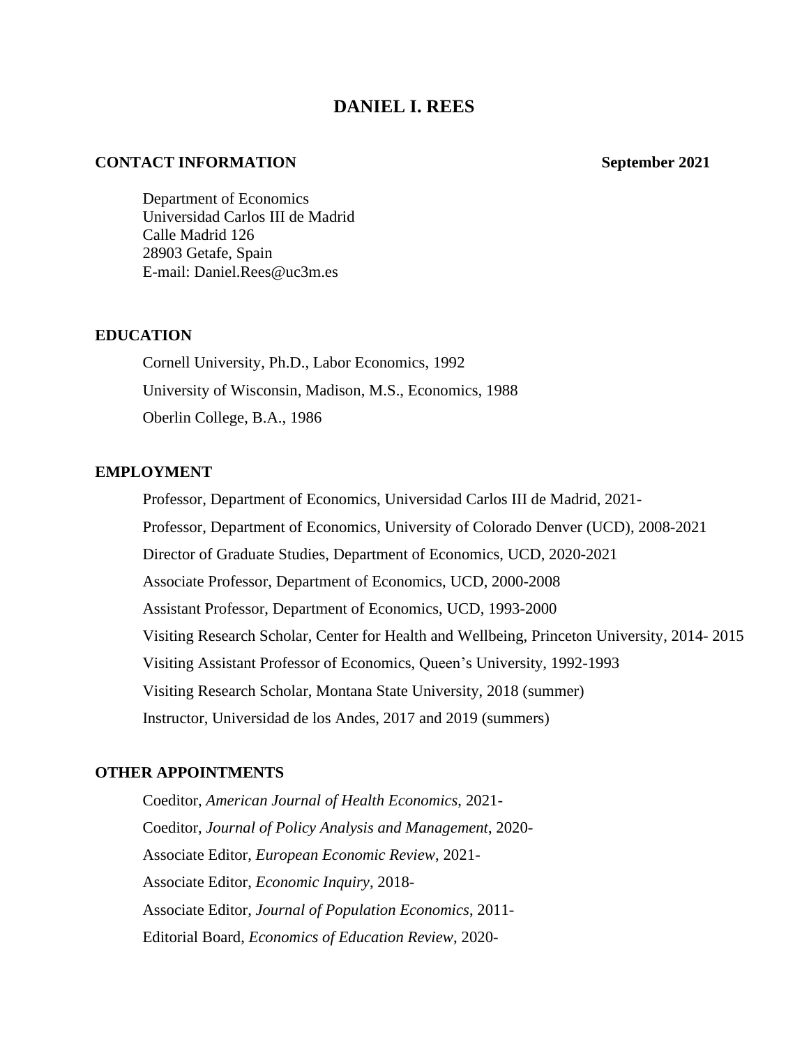# DANIEL I. REES

**CONTACT INFORMATION** **September 2021**

Department of Economics
Universidad Carlos III de Madrid
Calle Madrid 126
28903 Getafe, Spain
E-mail: Daniel.Rees@uc3m.es

## EDUCATION

Cornell University, Ph.D., Labor Economics, 1992

University of Wisconsin, Madison, M.S., Economics, 1988

Oberlin College, B.A., 1986

## EMPLOYMENT

Professor, Department of Economics, Universidad Carlos III de Madrid, 2021-

Professor, Department of Economics, University of Colorado Denver (UCD), 2008-2021

Director of Graduate Studies, Department of Economics, UCD, 2020-2021

Associate Professor, Department of Economics, UCD, 2000-2008

Assistant Professor, Department of Economics, UCD, 1993-2000

Visiting Research Scholar, Center for Health and Wellbeing, Princeton University, 2014- 2015

Visiting Assistant Professor of Economics, Queen's University, 1992-1993

Visiting Research Scholar, Montana State University, 2018 (summer)

Instructor, Universidad de los Andes, 2017 and 2019 (summers)

## OTHER APPOINTMENTS

Coeditor, *American Journal of Health Economics*, 2021-

Coeditor, *Journal of Policy Analysis and Management*, 2020-

Associate Editor, *European Economic Review*, 2021-

Associate Editor, *Economic Inquiry*, 2018-

Associate Editor, *Journal of Population Economics*, 2011-

Editorial Board, *Economics of Education Review*, 2020-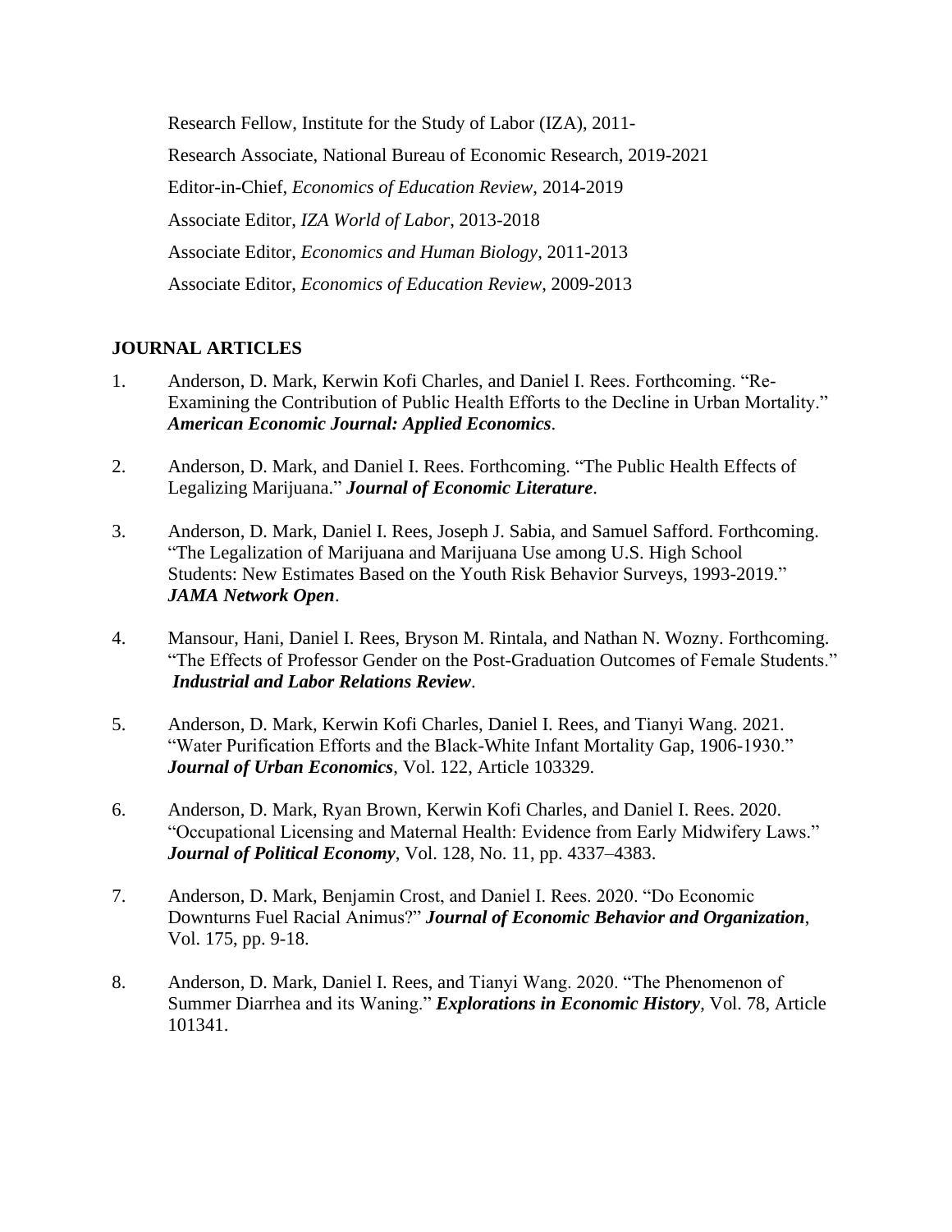Research Fellow, Institute for the Study of Labor (IZA), 2011-

Research Associate, National Bureau of Economic Research, 2019-2021

Editor-in-Chief, *Economics of Education Review*, 2014-2019

Associate Editor, *IZA World of Labor*, 2013-2018

Associate Editor, *Economics and Human Biology*, 2011-2013

Associate Editor, *Economics of Education Review*, 2009-2013

## JOURNAL ARTICLES

1. Anderson, D. Mark, Kerwin Kofi Charles, and Daniel I. Rees. Forthcoming. "Re-Examining the Contribution of Public Health Efforts to the Decline in Urban Mortality." ***American Economic Journal: Applied Economics***.

2. Anderson, D. Mark, and Daniel I. Rees. Forthcoming. "The Public Health Effects of Legalizing Marijuana." ***Journal of Economic Literature***.

3. Anderson, D. Mark, Daniel I. Rees, Joseph J. Sabia, and Samuel Safford. Forthcoming. "The Legalization of Marijuana and Marijuana Use among U.S. High School Students: New Estimates Based on the Youth Risk Behavior Surveys, 1993-2019." ***JAMA Network Open***.

4. Mansour, Hani, Daniel I. Rees, Bryson M. Rintala, and Nathan N. Wozny. Forthcoming. "The Effects of Professor Gender on the Post-Graduation Outcomes of Female Students." ***Industrial and Labor Relations Review***.

5. Anderson, D. Mark, Kerwin Kofi Charles, Daniel I. Rees, and Tianyi Wang. 2021. "Water Purification Efforts and the Black-White Infant Mortality Gap, 1906-1930." ***Journal of Urban Economics***, Vol. 122, Article 103329.

6. Anderson, D. Mark, Ryan Brown, Kerwin Kofi Charles, and Daniel I. Rees. 2020. "Occupational Licensing and Maternal Health: Evidence from Early Midwifery Laws." ***Journal of Political Economy***, Vol. 128, No. 11, pp. 4337–4383.

7. Anderson, D. Mark, Benjamin Crost, and Daniel I. Rees. 2020. "Do Economic Downturns Fuel Racial Animus?" ***Journal of Economic Behavior and Organization***, Vol. 175, pp. 9-18.

8. Anderson, D. Mark, Daniel I. Rees, and Tianyi Wang. 2020. "The Phenomenon of Summer Diarrhea and its Waning." ***Explorations in Economic History***, Vol. 78, Article 101341.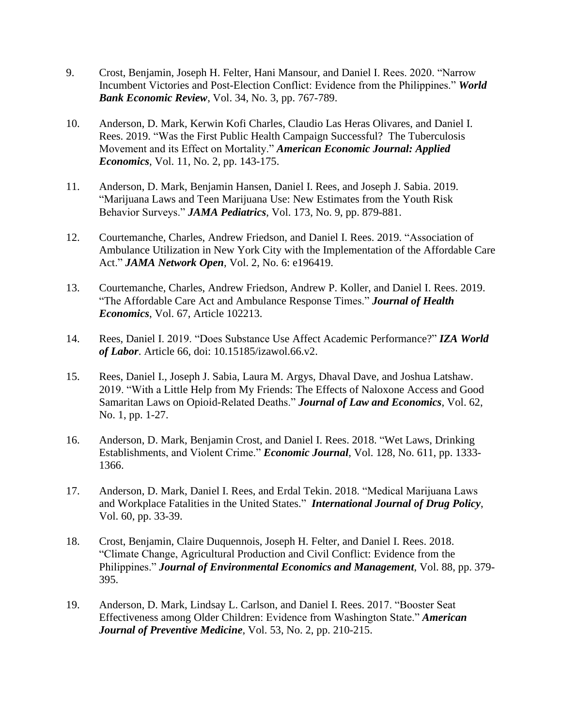9. Crost, Benjamin, Joseph H. Felter, Hani Mansour, and Daniel I. Rees. 2020. "Narrow Incumbent Victories and Post-Election Conflict: Evidence from the Philippines." ***World Bank Economic Review***, Vol. 34, No. 3, pp. 767-789.

10. Anderson, D. Mark, Kerwin Kofi Charles, Claudio Las Heras Olivares, and Daniel I. Rees. 2019. "Was the First Public Health Campaign Successful? The Tuberculosis Movement and its Effect on Mortality." ***American Economic Journal: Applied Economics***, Vol. 11, No. 2, pp. 143-175.

11. Anderson, D. Mark, Benjamin Hansen, Daniel I. Rees, and Joseph J. Sabia. 2019. "Marijuana Laws and Teen Marijuana Use: New Estimates from the Youth Risk Behavior Surveys." ***JAMA Pediatrics***, Vol. 173, No. 9, pp. 879-881.

12. Courtemanche, Charles, Andrew Friedson, and Daniel I. Rees. 2019. "Association of Ambulance Utilization in New York City with the Implementation of the Affordable Care Act." ***JAMA Network Open***, Vol. 2, No. 6: e196419.

13. Courtemanche, Charles, Andrew Friedson, Andrew P. Koller, and Daniel I. Rees. 2019. "The Affordable Care Act and Ambulance Response Times." ***Journal of Health Economics***, Vol. 67, Article 102213.

14. Rees, Daniel I. 2019. "Does Substance Use Affect Academic Performance?" ***IZA World of Labor***. Article 66, doi: 10.15185/izawol.66.v2.

15. Rees, Daniel I., Joseph J. Sabia, Laura M. Argys, Dhaval Dave, and Joshua Latshaw. 2019. "With a Little Help from My Friends: The Effects of Naloxone Access and Good Samaritan Laws on Opioid-Related Deaths." ***Journal of Law and Economics***, Vol. 62, No. 1, pp. 1-27.

16. Anderson, D. Mark, Benjamin Crost, and Daniel I. Rees. 2018. "Wet Laws, Drinking Establishments, and Violent Crime." ***Economic Journal***, Vol. 128, No. 611, pp. 1333-1366.

17. Anderson, D. Mark, Daniel I. Rees, and Erdal Tekin. 2018. "Medical Marijuana Laws and Workplace Fatalities in the United States." ***International Journal of Drug Policy***, Vol. 60, pp. 33-39.

18. Crost, Benjamin, Claire Duquennois, Joseph H. Felter, and Daniel I. Rees. 2018. "Climate Change, Agricultural Production and Civil Conflict: Evidence from the Philippines." ***Journal of Environmental Economics and Management***, Vol. 88, pp. 379-395.

19. Anderson, D. Mark, Lindsay L. Carlson, and Daniel I. Rees. 2017. "Booster Seat Effectiveness among Older Children: Evidence from Washington State." ***American Journal of Preventive Medicine***, Vol. 53, No. 2, pp. 210-215.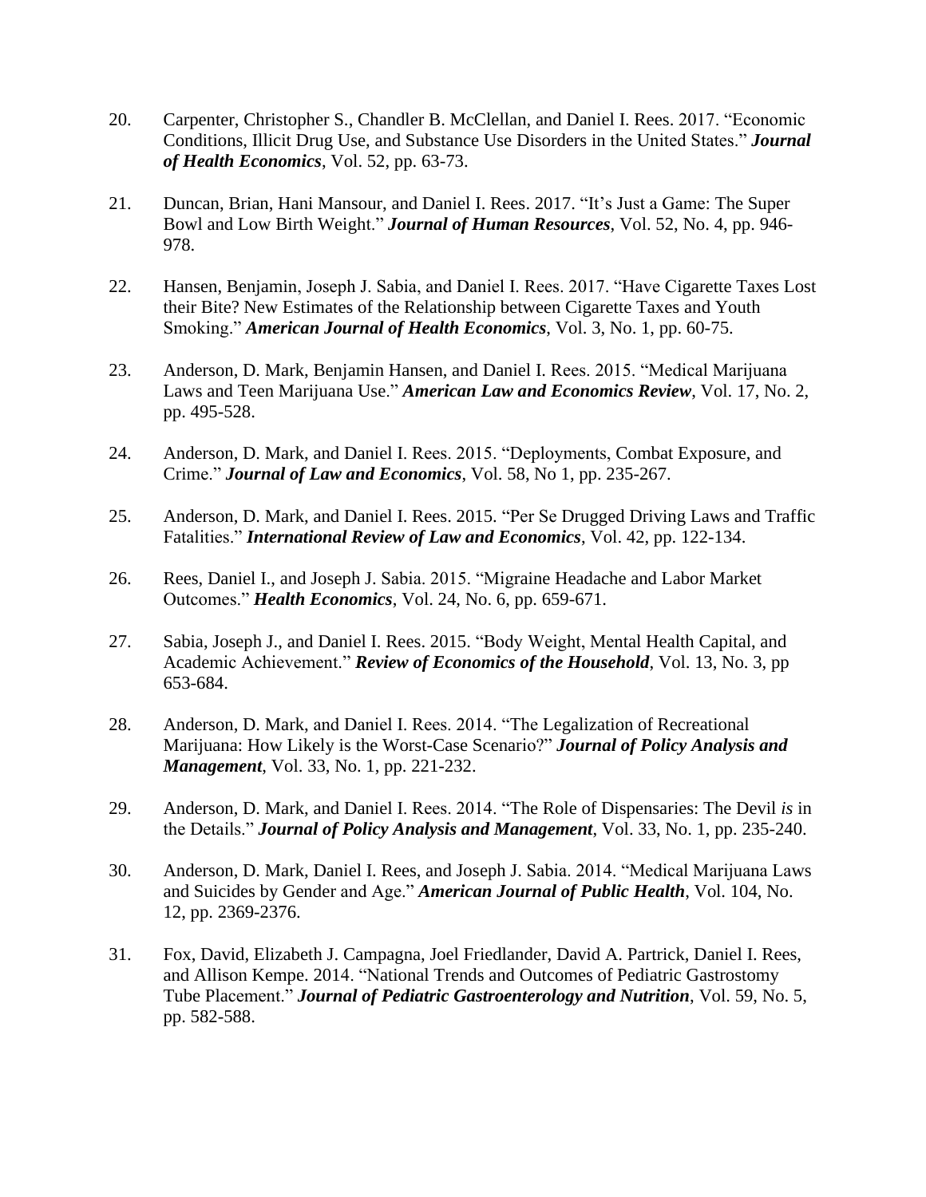20. Carpenter, Christopher S., Chandler B. McClellan, and Daniel I. Rees. 2017. "Economic Conditions, Illicit Drug Use, and Substance Use Disorders in the United States." ***Journal of Health Economics***, Vol. 52, pp. 63-73.

21. Duncan, Brian, Hani Mansour, and Daniel I. Rees. 2017. "It's Just a Game: The Super Bowl and Low Birth Weight." ***Journal of Human Resources***, Vol. 52, No. 4, pp. 946-978.

22. Hansen, Benjamin, Joseph J. Sabia, and Daniel I. Rees. 2017. "Have Cigarette Taxes Lost their Bite? New Estimates of the Relationship between Cigarette Taxes and Youth Smoking." ***American Journal of Health Economics***, Vol. 3, No. 1, pp. 60-75.

23. Anderson, D. Mark, Benjamin Hansen, and Daniel I. Rees. 2015. "Medical Marijuana Laws and Teen Marijuana Use." ***American Law and Economics Review***, Vol. 17, No. 2, pp. 495-528.

24. Anderson, D. Mark, and Daniel I. Rees. 2015. "Deployments, Combat Exposure, and Crime." ***Journal of Law and Economics***, Vol. 58, No 1, pp. 235-267.

25. Anderson, D. Mark, and Daniel I. Rees. 2015. "Per Se Drugged Driving Laws and Traffic Fatalities." ***International Review of Law and Economics***, Vol. 42, pp. 122-134.

26. Rees, Daniel I., and Joseph J. Sabia. 2015. "Migraine Headache and Labor Market Outcomes." ***Health Economics***, Vol. 24, No. 6, pp. 659-671.

27. Sabia, Joseph J., and Daniel I. Rees. 2015. "Body Weight, Mental Health Capital, and Academic Achievement." ***Review of Economics of the Household***, Vol. 13, No. 3, pp 653-684.

28. Anderson, D. Mark, and Daniel I. Rees. 2014. "The Legalization of Recreational Marijuana: How Likely is the Worst-Case Scenario?" ***Journal of Policy Analysis and Management***, Vol. 33, No. 1, pp. 221-232.

29. Anderson, D. Mark, and Daniel I. Rees. 2014. "The Role of Dispensaries: The Devil *is* in the Details." ***Journal of Policy Analysis and Management***, Vol. 33, No. 1, pp. 235-240.

30. Anderson, D. Mark, Daniel I. Rees, and Joseph J. Sabia. 2014. "Medical Marijuana Laws and Suicides by Gender and Age." ***American Journal of Public Health***, Vol. 104, No. 12, pp. 2369-2376.

31. Fox, David, Elizabeth J. Campagna, Joel Friedlander, David A. Partrick, Daniel I. Rees, and Allison Kempe. 2014. "National Trends and Outcomes of Pediatric Gastrostomy Tube Placement." ***Journal of Pediatric Gastroenterology and Nutrition***, Vol. 59, No. 5, pp. 582-588.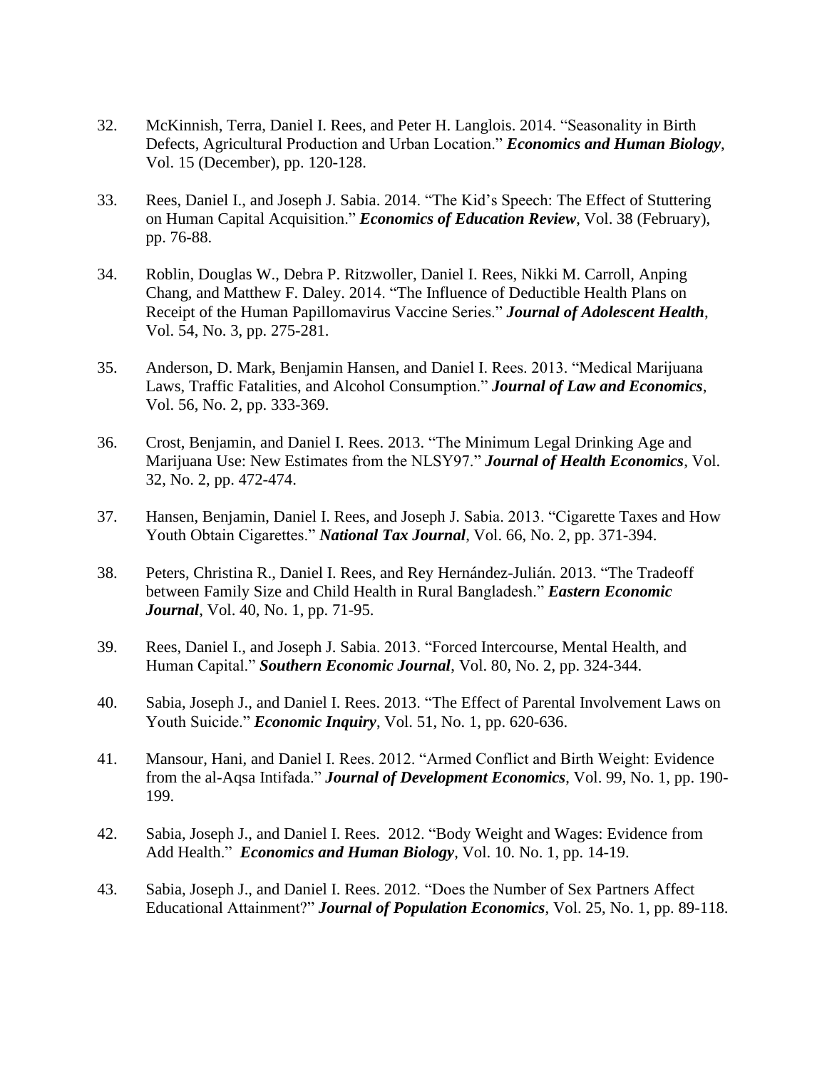32. McKinnish, Terra, Daniel I. Rees, and Peter H. Langlois. 2014. “Seasonality in Birth Defects, Agricultural Production and Urban Location.” ***Economics and Human Biology***, Vol. 15 (December), pp. 120-128.

33. Rees, Daniel I., and Joseph J. Sabia. 2014. “The Kid’s Speech: The Effect of Stuttering on Human Capital Acquisition.” ***Economics of Education Review***, Vol. 38 (February), pp. 76-88.

34. Roblin, Douglas W., Debra P. Ritzwoller, Daniel I. Rees, Nikki M. Carroll, Anping Chang, and Matthew F. Daley. 2014. “The Influence of Deductible Health Plans on Receipt of the Human Papillomavirus Vaccine Series.” ***Journal of Adolescent Health***, Vol. 54, No. 3, pp. 275-281.

35. Anderson, D. Mark, Benjamin Hansen, and Daniel I. Rees. 2013. “Medical Marijuana Laws, Traffic Fatalities, and Alcohol Consumption.” ***Journal of Law and Economics***, Vol. 56, No. 2, pp. 333-369.

36. Crost, Benjamin, and Daniel I. Rees. 2013. “The Minimum Legal Drinking Age and Marijuana Use: New Estimates from the NLSY97.” ***Journal of Health Economics***, Vol. 32, No. 2, pp. 472-474.

37. Hansen, Benjamin, Daniel I. Rees, and Joseph J. Sabia. 2013. “Cigarette Taxes and How Youth Obtain Cigarettes.” ***National Tax Journal***, Vol. 66, No. 2, pp. 371-394.

38. Peters, Christina R., Daniel I. Rees, and Rey Hernández-Julián. 2013. “The Tradeoff between Family Size and Child Health in Rural Bangladesh.” ***Eastern Economic Journal***, Vol. 40, No. 1, pp. 71-95.

39. Rees, Daniel I., and Joseph J. Sabia. 2013. “Forced Intercourse, Mental Health, and Human Capital.” ***Southern Economic Journal***, Vol. 80, No. 2, pp. 324-344.

40. Sabia, Joseph J., and Daniel I. Rees. 2013. “The Effect of Parental Involvement Laws on Youth Suicide.” ***Economic Inquiry***, Vol. 51, No. 1, pp. 620-636.

41. Mansour, Hani, and Daniel I. Rees. 2012. “Armed Conflict and Birth Weight: Evidence from the al-Aqsa Intifada.” ***Journal of Development Economics***, Vol. 99, No. 1, pp. 190-199.

42. Sabia, Joseph J., and Daniel I. Rees. 2012. “Body Weight and Wages: Evidence from Add Health.” ***Economics and Human Biology***, Vol. 10. No. 1, pp. 14-19.

43. Sabia, Joseph J., and Daniel I. Rees. 2012. “Does the Number of Sex Partners Affect Educational Attainment?” ***Journal of Population Economics***, Vol. 25, No. 1, pp. 89-118.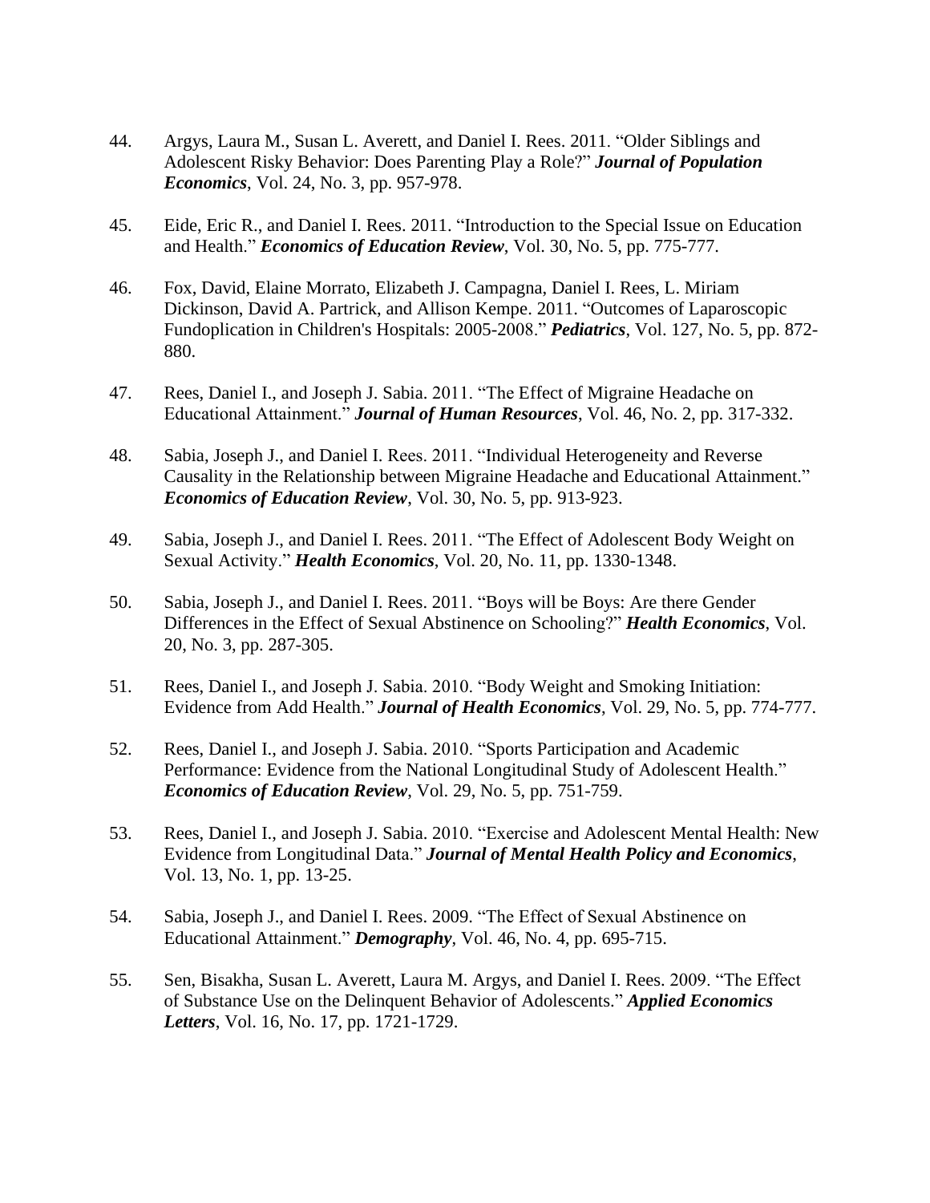44. Argys, Laura M., Susan L. Averett, and Daniel I. Rees. 2011. "Older Siblings and Adolescent Risky Behavior: Does Parenting Play a Role?" ***Journal of Population Economics***, Vol. 24, No. 3, pp. 957-978.

45. Eide, Eric R., and Daniel I. Rees. 2011. "Introduction to the Special Issue on Education and Health." ***Economics of Education Review***, Vol. 30, No. 5, pp. 775-777.

46. Fox, David, Elaine Morrato, Elizabeth J. Campagna, Daniel I. Rees, L. Miriam Dickinson, David A. Partrick, and Allison Kempe. 2011. "Outcomes of Laparoscopic Fundoplication in Children's Hospitals: 2005-2008." ***Pediatrics***, Vol. 127, No. 5, pp. 872-880.

47. Rees, Daniel I., and Joseph J. Sabia. 2011. "The Effect of Migraine Headache on Educational Attainment." ***Journal of Human Resources***, Vol. 46, No. 2, pp. 317-332.

48. Sabia, Joseph J., and Daniel I. Rees. 2011. "Individual Heterogeneity and Reverse Causality in the Relationship between Migraine Headache and Educational Attainment." ***Economics of Education Review***, Vol. 30, No. 5, pp. 913-923.

49. Sabia, Joseph J., and Daniel I. Rees. 2011. "The Effect of Adolescent Body Weight on Sexual Activity." ***Health Economics***, Vol. 20, No. 11, pp. 1330-1348.

50. Sabia, Joseph J., and Daniel I. Rees. 2011. "Boys will be Boys: Are there Gender Differences in the Effect of Sexual Abstinence on Schooling?" ***Health Economics***, Vol. 20, No. 3, pp. 287-305.

51. Rees, Daniel I., and Joseph J. Sabia. 2010. "Body Weight and Smoking Initiation: Evidence from Add Health." ***Journal of Health Economics***, Vol. 29, No. 5, pp. 774-777.

52. Rees, Daniel I., and Joseph J. Sabia. 2010. "Sports Participation and Academic Performance: Evidence from the National Longitudinal Study of Adolescent Health." ***Economics of Education Review***, Vol. 29, No. 5, pp. 751-759.

53. Rees, Daniel I., and Joseph J. Sabia. 2010. "Exercise and Adolescent Mental Health: New Evidence from Longitudinal Data." ***Journal of Mental Health Policy and Economics***, Vol. 13, No. 1, pp. 13-25.

54. Sabia, Joseph J., and Daniel I. Rees. 2009. "The Effect of Sexual Abstinence on Educational Attainment." ***Demography***, Vol. 46, No. 4, pp. 695-715.

55. Sen, Bisakha, Susan L. Averett, Laura M. Argys, and Daniel I. Rees. 2009. "The Effect of Substance Use on the Delinquent Behavior of Adolescents." ***Applied Economics Letters***, Vol. 16, No. 17, pp. 1721-1729.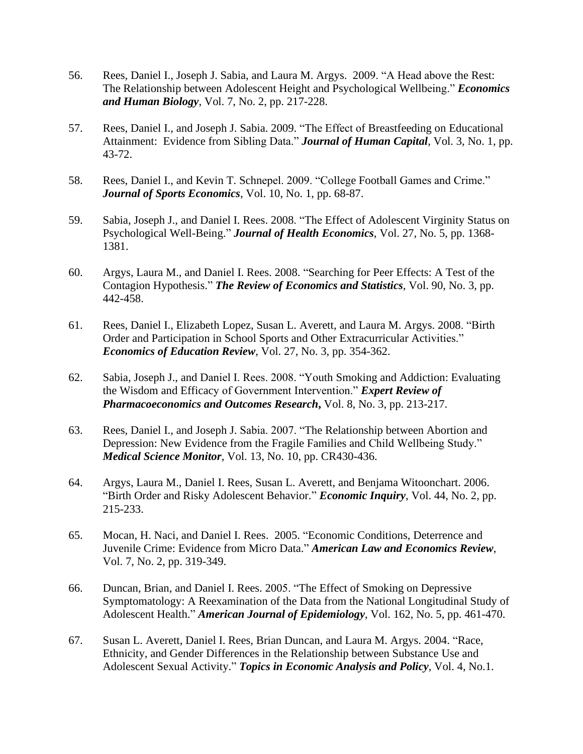56. Rees, Daniel I., Joseph J. Sabia, and Laura M. Argys. 2009. "A Head above the Rest: The Relationship between Adolescent Height and Psychological Wellbeing." ***Economics and Human Biology***, Vol. 7, No. 2, pp. 217-228.

57. Rees, Daniel I., and Joseph J. Sabia. 2009. "The Effect of Breastfeeding on Educational Attainment: Evidence from Sibling Data." ***Journal of Human Capital***, Vol. 3, No. 1, pp. 43-72.

58. Rees, Daniel I., and Kevin T. Schnepel. 2009. "College Football Games and Crime." ***Journal of Sports Economics***, Vol. 10, No. 1, pp. 68-87.

59. Sabia, Joseph J., and Daniel I. Rees. 2008. "The Effect of Adolescent Virginity Status on Psychological Well-Being." ***Journal of Health Economics***, Vol. 27, No. 5, pp. 1368-1381.

60. Argys, Laura M., and Daniel I. Rees. 2008. "Searching for Peer Effects: A Test of the Contagion Hypothesis." ***The Review of Economics and Statistics***, Vol. 90, No. 3, pp. 442-458.

61. Rees, Daniel I., Elizabeth Lopez, Susan L. Averett, and Laura M. Argys. 2008. "Birth Order and Participation in School Sports and Other Extracurricular Activities." ***Economics of Education Review***, Vol. 27, No. 3, pp. 354-362.

62. Sabia, Joseph J., and Daniel I. Rees. 2008. "Youth Smoking and Addiction: Evaluating the Wisdom and Efficacy of Government Intervention." ***Expert Review of Pharmacoeconomics and Outcomes Research*****,** Vol. 8, No. 3, pp. 213-217.

63. Rees, Daniel I., and Joseph J. Sabia. 2007. "The Relationship between Abortion and Depression: New Evidence from the Fragile Families and Child Wellbeing Study." ***Medical Science Monitor***, Vol. 13, No. 10, pp. CR430-436.

64. Argys, Laura M., Daniel I. Rees, Susan L. Averett, and Benjama Witoonchart. 2006. "Birth Order and Risky Adolescent Behavior." ***Economic Inquiry***, Vol. 44, No. 2, pp. 215-233.

65. Mocan, H. Naci, and Daniel I. Rees. 2005. "Economic Conditions, Deterrence and Juvenile Crime: Evidence from Micro Data." ***American Law and Economics Review***, Vol. 7, No. 2, pp. 319-349.

66. Duncan, Brian, and Daniel I. Rees. 2005. "The Effect of Smoking on Depressive Symptomatology: A Reexamination of the Data from the National Longitudinal Study of Adolescent Health." ***American Journal of Epidemiology***, Vol. 162, No. 5, pp. 461-470.

67. Susan L. Averett, Daniel I. Rees, Brian Duncan, and Laura M. Argys. 2004. "Race, Ethnicity, and Gender Differences in the Relationship between Substance Use and Adolescent Sexual Activity." ***Topics in Economic Analysis and Policy***, Vol. 4, No.1.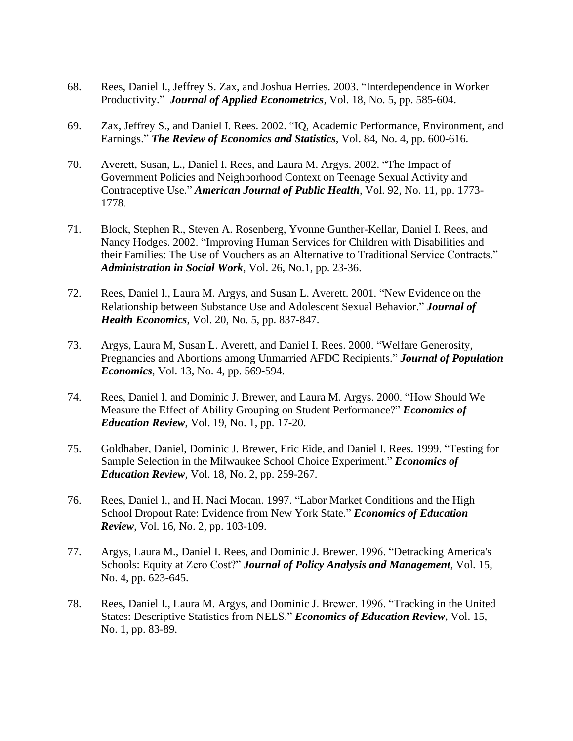68. Rees, Daniel I., Jeffrey S. Zax, and Joshua Herries. 2003. "Interdependence in Worker Productivity." ***Journal of Applied Econometrics***, Vol. 18, No. 5, pp. 585-604.

69. Zax, Jeffrey S., and Daniel I. Rees. 2002. "IQ, Academic Performance, Environment, and Earnings." ***The Review of Economics and Statistics***, Vol. 84, No. 4, pp. 600-616.

70. Averett, Susan, L., Daniel I. Rees, and Laura M. Argys. 2002. "The Impact of Government Policies and Neighborhood Context on Teenage Sexual Activity and Contraceptive Use." ***American Journal of Public Health***, Vol. 92, No. 11, pp. 1773-1778.

71. Block, Stephen R., Steven A. Rosenberg, Yvonne Gunther-Kellar, Daniel I. Rees, and Nancy Hodges. 2002. "Improving Human Services for Children with Disabilities and their Families: The Use of Vouchers as an Alternative to Traditional Service Contracts." ***Administration in Social Work***, Vol. 26, No.1, pp. 23-36.

72. Rees, Daniel I., Laura M. Argys, and Susan L. Averett. 2001. "New Evidence on the Relationship between Substance Use and Adolescent Sexual Behavior." ***Journal of Health Economics***, Vol. 20, No. 5, pp. 837-847.

73. Argys, Laura M, Susan L. Averett, and Daniel I. Rees. 2000. "Welfare Generosity, Pregnancies and Abortions among Unmarried AFDC Recipients." ***Journal of Population Economics***, Vol. 13, No. 4, pp. 569-594.

74. Rees, Daniel I. and Dominic J. Brewer, and Laura M. Argys. 2000. "How Should We Measure the Effect of Ability Grouping on Student Performance?" ***Economics of Education Review***, Vol. 19, No. 1, pp. 17-20.

75. Goldhaber, Daniel, Dominic J. Brewer, Eric Eide, and Daniel I. Rees. 1999. "Testing for Sample Selection in the Milwaukee School Choice Experiment." ***Economics of Education Review***, Vol. 18, No. 2, pp. 259-267.

76. Rees, Daniel I., and H. Naci Mocan. 1997. "Labor Market Conditions and the High School Dropout Rate: Evidence from New York State." ***Economics of Education Review***, Vol. 16, No. 2, pp. 103-109.

77. Argys, Laura M., Daniel I. Rees, and Dominic J. Brewer. 1996. "Detracking America's Schools: Equity at Zero Cost?" ***Journal of Policy Analysis and Management***, Vol. 15, No. 4, pp. 623-645.

78. Rees, Daniel I., Laura M. Argys, and Dominic J. Brewer. 1996. "Tracking in the United States: Descriptive Statistics from NELS." ***Economics of Education Review***, Vol. 15, No. 1, pp. 83-89.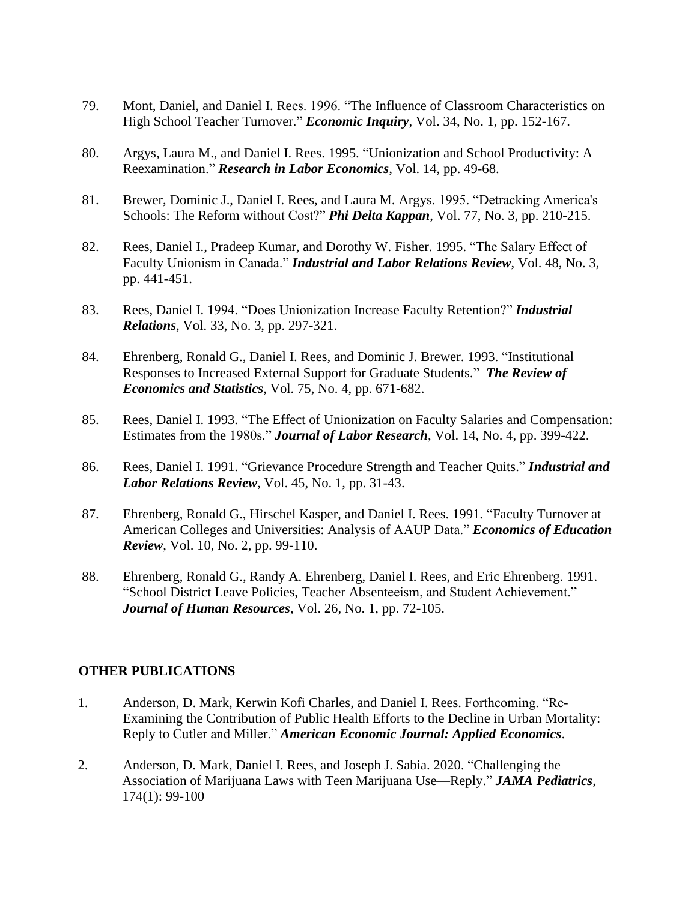79. Mont, Daniel, and Daniel I. Rees. 1996. "The Influence of Classroom Characteristics on High School Teacher Turnover." ***Economic Inquiry***, Vol. 34, No. 1, pp. 152-167.

80. Argys, Laura M., and Daniel I. Rees. 1995. "Unionization and School Productivity: A Reexamination." ***Research in Labor Economics***, Vol. 14, pp. 49-68.

81. Brewer, Dominic J., Daniel I. Rees, and Laura M. Argys. 1995. "Detracking America's Schools: The Reform without Cost?" ***Phi Delta Kappan***, Vol. 77, No. 3, pp. 210-215.

82. Rees, Daniel I., Pradeep Kumar, and Dorothy W. Fisher. 1995. "The Salary Effect of Faculty Unionism in Canada." ***Industrial and Labor Relations Review***, Vol. 48, No. 3, pp. 441-451.

83. Rees, Daniel I. 1994. "Does Unionization Increase Faculty Retention?" ***Industrial Relations***, Vol. 33, No. 3, pp. 297-321.

84. Ehrenberg, Ronald G., Daniel I. Rees, and Dominic J. Brewer. 1993. "Institutional Responses to Increased External Support for Graduate Students." ***The Review of Economics and Statistics***, Vol. 75, No. 4, pp. 671-682.

85. Rees, Daniel I. 1993. "The Effect of Unionization on Faculty Salaries and Compensation: Estimates from the 1980s." ***Journal of Labor Research***, Vol. 14, No. 4, pp. 399-422.

86. Rees, Daniel I. 1991. "Grievance Procedure Strength and Teacher Quits." ***Industrial and Labor Relations Review***, Vol. 45, No. 1, pp. 31-43.

87. Ehrenberg, Ronald G., Hirschel Kasper, and Daniel I. Rees. 1991. "Faculty Turnover at American Colleges and Universities: Analysis of AAUP Data." ***Economics of Education Review***, Vol. 10, No. 2, pp. 99-110.

88. Ehrenberg, Ronald G., Randy A. Ehrenberg, Daniel I. Rees, and Eric Ehrenberg. 1991. "School District Leave Policies, Teacher Absenteeism, and Student Achievement." ***Journal of Human Resources***, Vol. 26, No. 1, pp. 72-105.

**OTHER PUBLICATIONS**

1. Anderson, D. Mark, Kerwin Kofi Charles, and Daniel I. Rees. Forthcoming. "Re-Examining the Contribution of Public Health Efforts to the Decline in Urban Mortality: Reply to Cutler and Miller." ***American Economic Journal: Applied Economics***.

2. Anderson, D. Mark, Daniel I. Rees, and Joseph J. Sabia. 2020. "Challenging the Association of Marijuana Laws with Teen Marijuana Use—Reply." ***JAMA Pediatrics***, 174(1): 99-100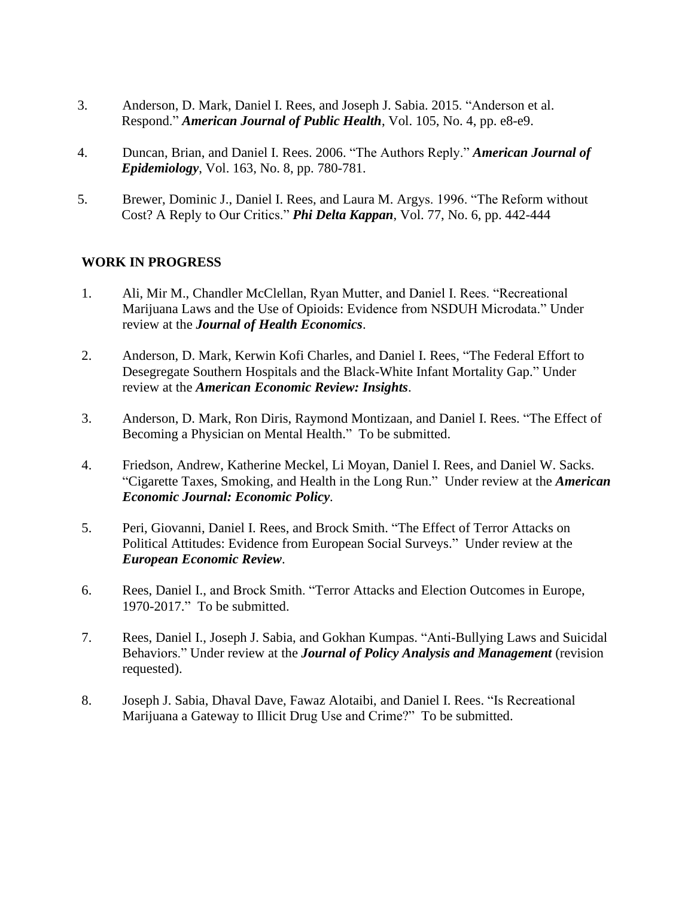3. Anderson, D. Mark, Daniel I. Rees, and Joseph J. Sabia. 2015. "Anderson et al. Respond." ***American Journal of Public Health***, Vol. 105, No. 4, pp. e8-e9.

4. Duncan, Brian, and Daniel I. Rees. 2006. "The Authors Reply." ***American Journal of Epidemiology***, Vol. 163, No. 8, pp. 780-781.

5. Brewer, Dominic J., Daniel I. Rees, and Laura M. Argys. 1996. "The Reform without Cost? A Reply to Our Critics." ***Phi Delta Kappan***, Vol. 77, No. 6, pp. 442-444

**WORK IN PROGRESS**

1. Ali, Mir M., Chandler McClellan, Ryan Mutter, and Daniel I. Rees. "Recreational Marijuana Laws and the Use of Opioids: Evidence from NSDUH Microdata." Under review at the ***Journal of Health Economics***.

2. Anderson, D. Mark, Kerwin Kofi Charles, and Daniel I. Rees, "The Federal Effort to Desegregate Southern Hospitals and the Black-White Infant Mortality Gap." Under review at the ***American Economic Review: Insights***.

3. Anderson, D. Mark, Ron Diris, Raymond Montizaan, and Daniel I. Rees. "The Effect of Becoming a Physician on Mental Health." To be submitted.

4. Friedson, Andrew, Katherine Meckel, Li Moyan, Daniel I. Rees, and Daniel W. Sacks. "Cigarette Taxes, Smoking, and Health in the Long Run." Under review at the ***American Economic Journal: Economic Policy***.

5. Peri, Giovanni, Daniel I. Rees, and Brock Smith. "The Effect of Terror Attacks on Political Attitudes: Evidence from European Social Surveys." Under review at the ***European Economic Review***.

6. Rees, Daniel I., and Brock Smith. "Terror Attacks and Election Outcomes in Europe, 1970-2017." To be submitted.

7. Rees, Daniel I., Joseph J. Sabia, and Gokhan Kumpas. "Anti-Bullying Laws and Suicidal Behaviors." Under review at the ***Journal of Policy Analysis and Management*** (revision requested).

8. Joseph J. Sabia, Dhaval Dave, Fawaz Alotaibi, and Daniel I. Rees. "Is Recreational Marijuana a Gateway to Illicit Drug Use and Crime?" To be submitted.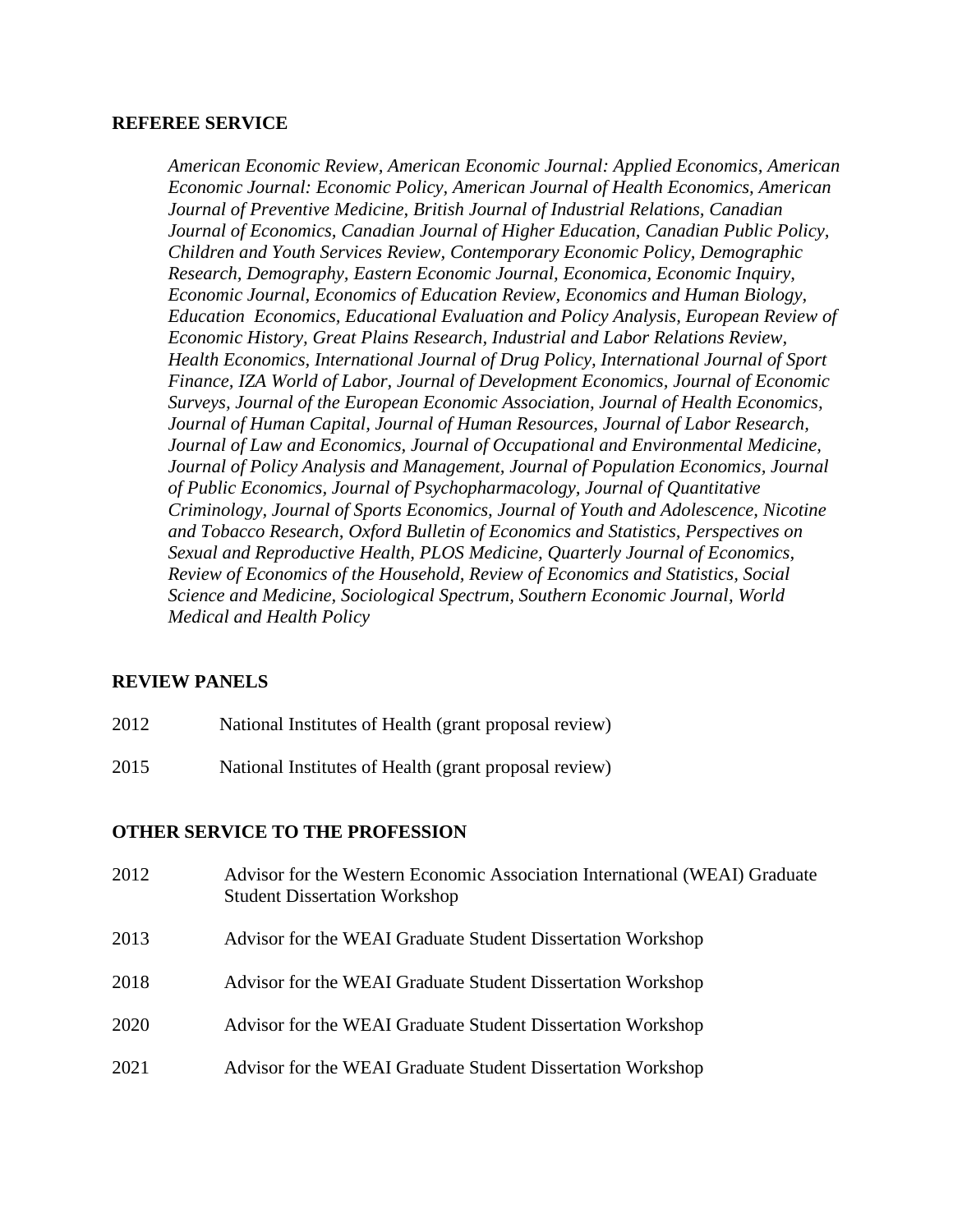## REFEREE SERVICE

*American Economic Review, American Economic Journal: Applied Economics, American Economic Journal: Economic Policy, American Journal of Health Economics, American Journal of Preventive Medicine, British Journal of Industrial Relations, Canadian Journal of Economics, Canadian Journal of Higher Education, Canadian Public Policy, Children and Youth Services Review, Contemporary Economic Policy, Demographic Research, Demography, Eastern Economic Journal, Economica, Economic Inquiry, Economic Journal, Economics of Education Review, Economics and Human Biology, Education Economics, Educational Evaluation and Policy Analysis, European Review of Economic History, Great Plains Research, Industrial and Labor Relations Review, Health Economics, International Journal of Drug Policy, International Journal of Sport Finance, IZA World of Labor, Journal of Development Economics, Journal of Economic Surveys, Journal of the European Economic Association, Journal of Health Economics, Journal of Human Capital, Journal of Human Resources, Journal of Labor Research, Journal of Law and Economics, Journal of Occupational and Environmental Medicine, Journal of Policy Analysis and Management, Journal of Population Economics, Journal of Public Economics, Journal of Psychopharmacology, Journal of Quantitative Criminology, Journal of Sports Economics, Journal of Youth and Adolescence, Nicotine and Tobacco Research, Oxford Bulletin of Economics and Statistics, Perspectives on Sexual and Reproductive Health, PLOS Medicine, Quarterly Journal of Economics, Review of Economics of the Household, Review of Economics and Statistics, Social Science and Medicine, Sociological Spectrum, Southern Economic Journal, World Medical and Health Policy*

## REVIEW PANELS

2012 National Institutes of Health (grant proposal review)

2015 National Institutes of Health (grant proposal review)

## OTHER SERVICE TO THE PROFESSION

2012 Advisor for the Western Economic Association International (WEAI) Graduate Student Dissertation Workshop

2013 Advisor for the WEAI Graduate Student Dissertation Workshop

2018 Advisor for the WEAI Graduate Student Dissertation Workshop

2020 Advisor for the WEAI Graduate Student Dissertation Workshop

2021 Advisor for the WEAI Graduate Student Dissertation Workshop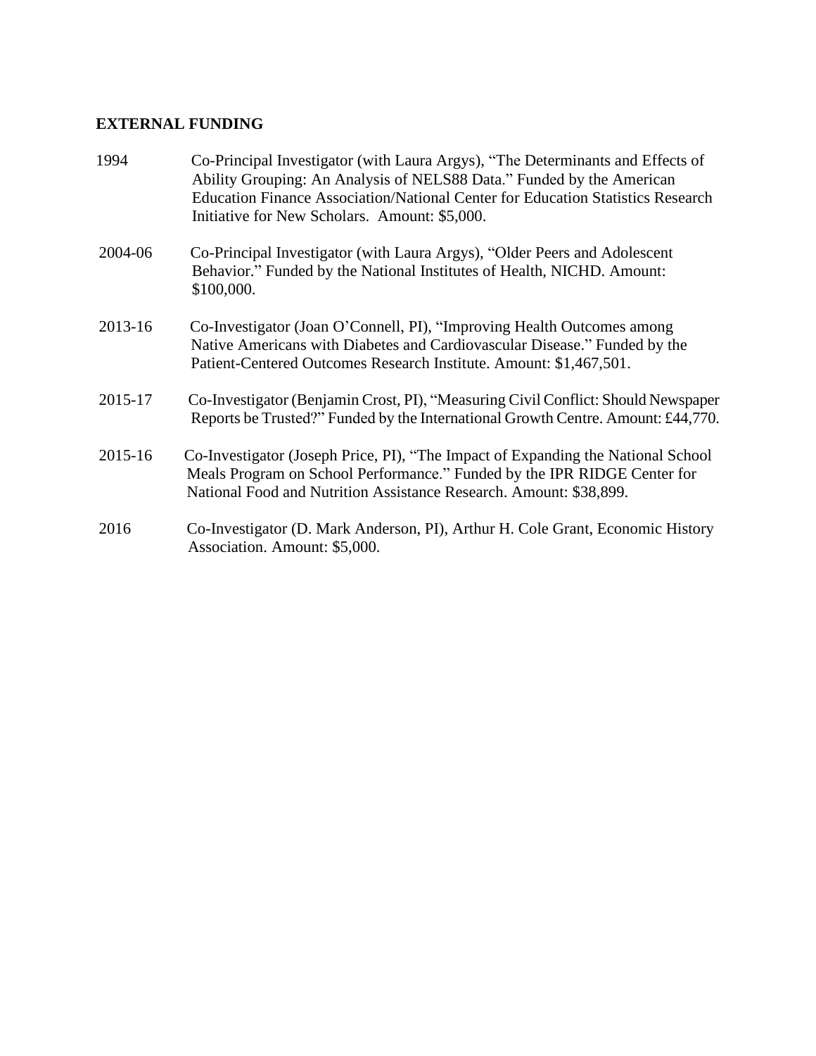## EXTERNAL FUNDING

1994 Co-Principal Investigator (with Laura Argys), "The Determinants and Effects of Ability Grouping: An Analysis of NELS88 Data." Funded by the American Education Finance Association/National Center for Education Statistics Research Initiative for New Scholars. Amount: $5,000.

2004-06 Co-Principal Investigator (with Laura Argys), "Older Peers and Adolescent Behavior." Funded by the National Institutes of Health, NICHD. Amount: $100,000.

2013-16 Co-Investigator (Joan O'Connell, PI), "Improving Health Outcomes among Native Americans with Diabetes and Cardiovascular Disease." Funded by the Patient-Centered Outcomes Research Institute. Amount: $1,467,501.

2015-17 Co-Investigator (Benjamin Crost, PI), "Measuring Civil Conflict: Should Newspaper Reports be Trusted?" Funded by the International Growth Centre. Amount: £44,770.

2015-16 Co-Investigator (Joseph Price, PI), "The Impact of Expanding the National School Meals Program on School Performance." Funded by the IPR RIDGE Center for National Food and Nutrition Assistance Research. Amount: $38,899.

2016 Co-Investigator (D. Mark Anderson, PI), Arthur H. Cole Grant, Economic History Association. Amount: $5,000.